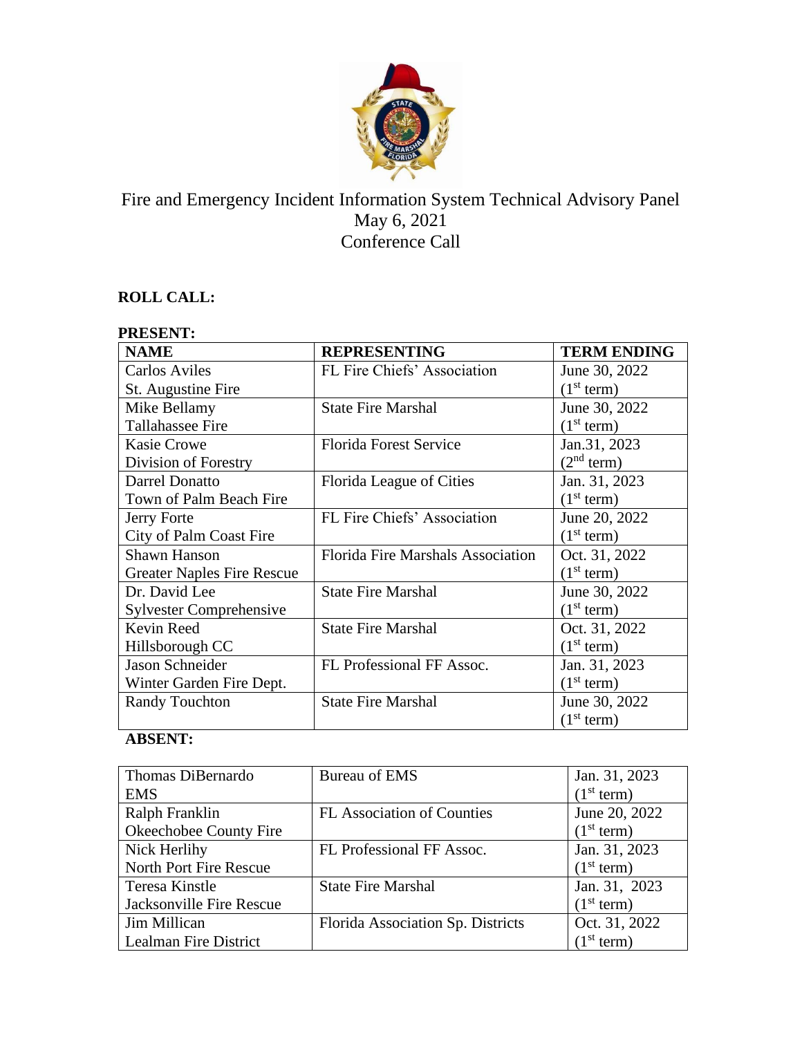# Fire and Emergency Incident Information System Technical Advisory Panel
May 6, 2021
Conference Call

**ROLL CALL:**

**PRESENT:**

| NAME | REPRESENTING | TERM ENDING |
|---|---|---|
| Carlos Aviles<br>St. Augustine Fire | FL Fire Chiefs' Association | June 30, 2022<br>(1st term) |
| Mike Bellamy<br>Tallahassee Fire | State Fire Marshal | June 30, 2022<br>(1st term) |
| Kasie Crowe<br>Division of Forestry | Florida Forest Service | Jan.31, 2023<br>(2nd term) |
| Darrel Donatto<br>Town of Palm Beach Fire | Florida League of Cities | Jan. 31, 2023<br>(1st term) |
| Jerry Forte<br>City of Palm Coast Fire | FL Fire Chiefs' Association | June 20, 2022<br>(1st term) |
| Shawn Hanson<br>Greater Naples Fire Rescue | Florida Fire Marshals Association | Oct. 31, 2022<br>(1st term) |
| Dr. David Lee<br>Sylvester Comprehensive | State Fire Marshal | June 30, 2022<br>(1st term) |
| Kevin Reed<br>Hillsborough CC | State Fire Marshal | Oct. 31, 2022<br>(1st term) |
| Jason Schneider<br>Winter Garden Fire Dept. | FL Professional FF Assoc. | Jan. 31, 2023<br>(1st term) |
| Randy Touchton | State Fire Marshal | June 30, 2022<br>(1st term) |

**ABSENT:**

| NAME | REPRESENTING | TERM ENDING |
|---|---|---|
| Thomas DiBernardo<br>EMS | Bureau of EMS | Jan. 31, 2023<br>(1st term) |
| Ralph Franklin<br>Okeechobee County Fire | FL Association of Counties | June 20, 2022<br>(1st term) |
| Nick Herlihy<br>North Port Fire Rescue | FL Professional FF Assoc. | Jan. 31, 2023<br>(1st term) |
| Teresa Kinstle<br>Jacksonville Fire Rescue | State Fire Marshal | Jan. 31, 2023<br>(1st term) |
| Jim Millican<br>Lealman Fire District | Florida Association Sp. Districts | Oct. 31, 2022<br>(1st term) |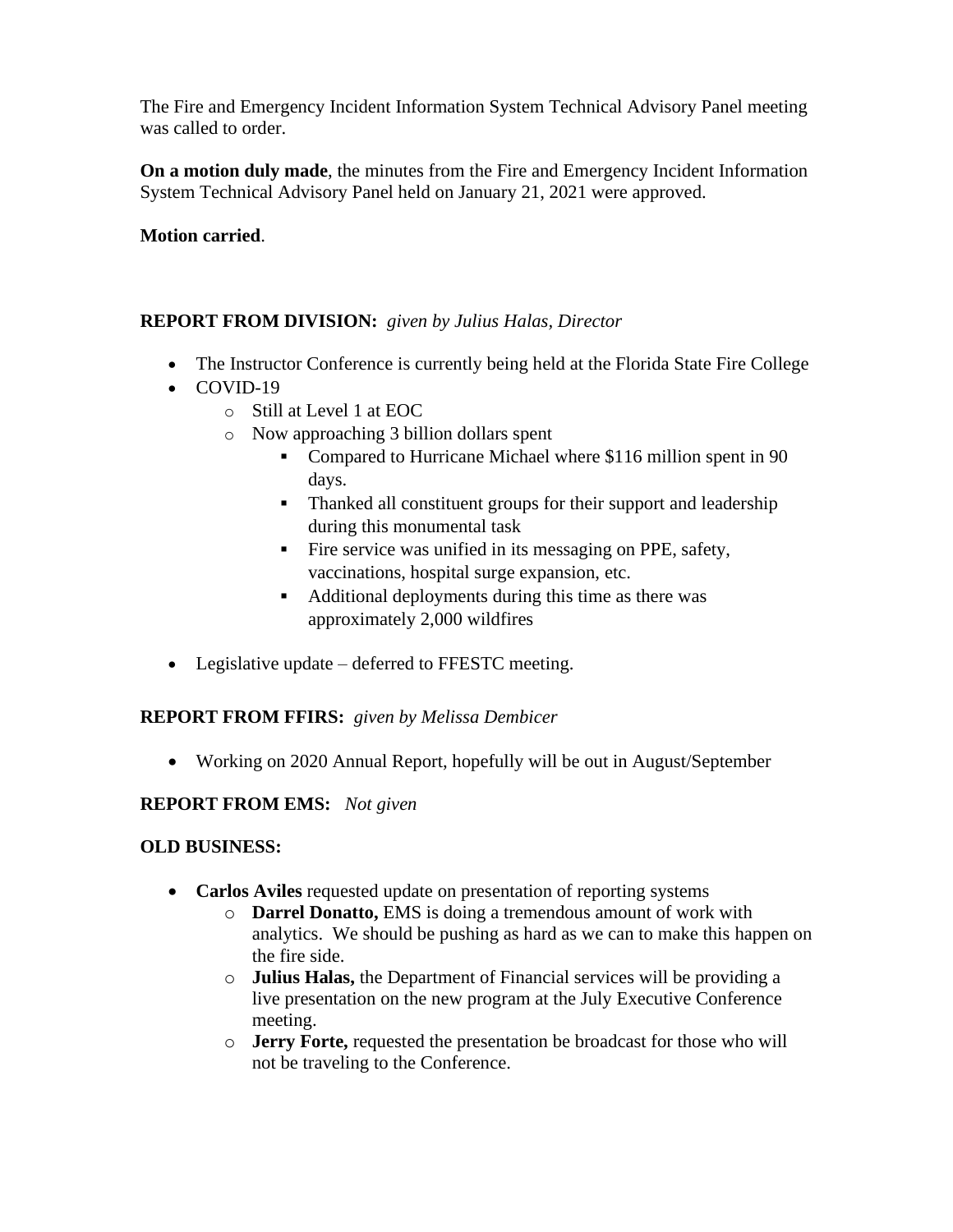The Fire and Emergency Incident Information System Technical Advisory Panel meeting was called to order.

**On a motion duly made**, the minutes from the Fire and Emergency Incident Information System Technical Advisory Panel held on January 21, 2021 were approved.

**Motion carried**.

**REPORT FROM DIVISION:** *given by Julius Halas, Director*

- The Instructor Conference is currently being held at the Florida State Fire College
- COVID-19
  - Still at Level 1 at EOC
  - Now approaching 3 billion dollars spent
    - Compared to Hurricane Michael where $116 million spent in 90 days.
    - Thanked all constituent groups for their support and leadership during this monumental task
    - Fire service was unified in its messaging on PPE, safety, vaccinations, hospital surge expansion, etc.
    - Additional deployments during this time as there was approximately 2,000 wildfires
- Legislative update – deferred to FFESTC meeting.

**REPORT FROM FFIRS:** *given by Melissa Dembicer*

- Working on 2020 Annual Report, hopefully will be out in August/September

**REPORT FROM EMS:** *Not given*

**OLD BUSINESS:**

- **Carlos Aviles** requested update on presentation of reporting systems
  - **Darrel Donatto,** EMS is doing a tremendous amount of work with analytics. We should be pushing as hard as we can to make this happen on the fire side.
  - **Julius Halas,** the Department of Financial services will be providing a live presentation on the new program at the July Executive Conference meeting.
  - **Jerry Forte,** requested the presentation be broadcast for those who will not be traveling to the Conference.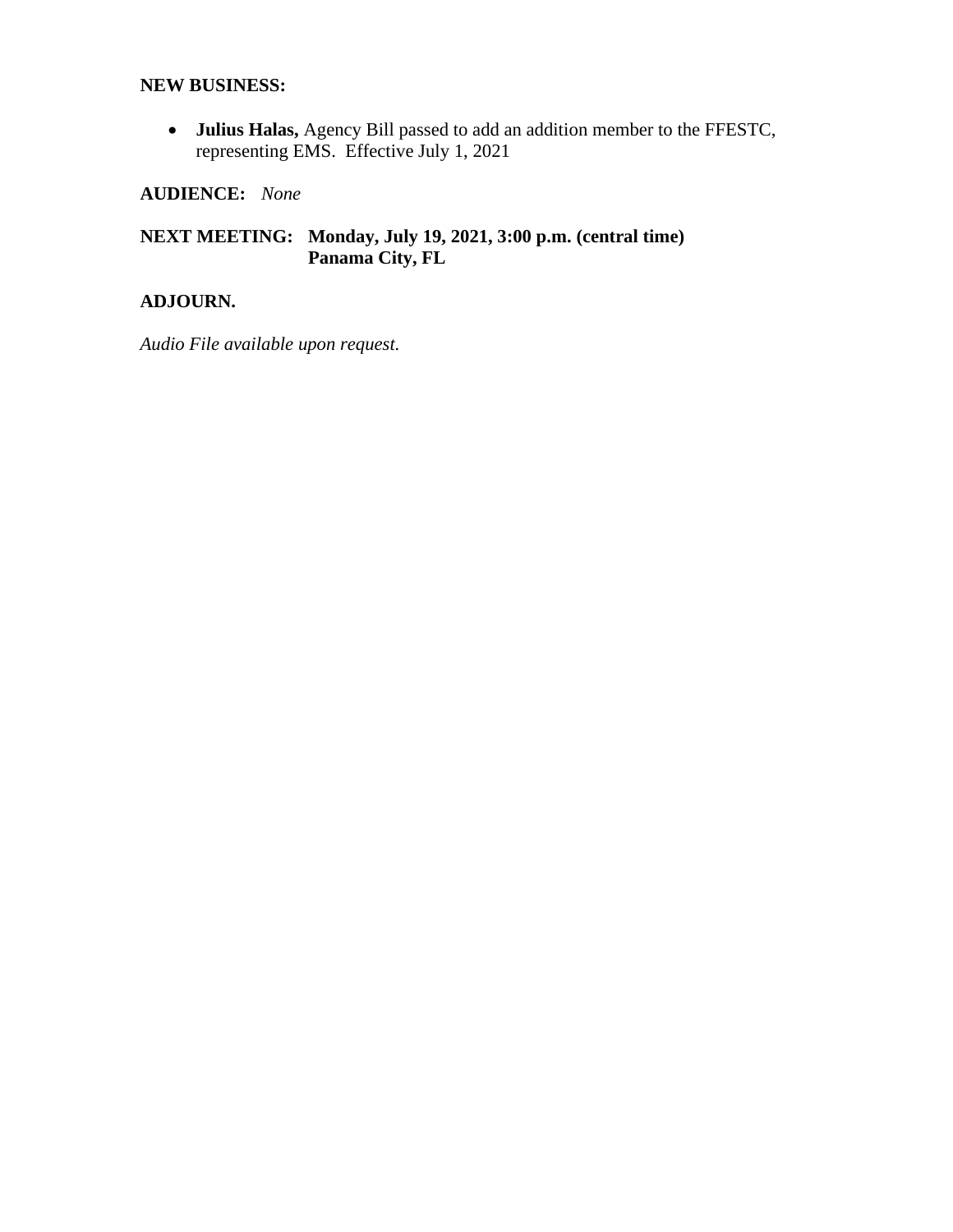**NEW BUSINESS:**

- **Julius Halas,** Agency Bill passed to add an addition member to the FFESTC, representing EMS. Effective July 1, 2021

**AUDIENCE:** *None*

**NEXT MEETING: Monday, July 19, 2021, 3:00 p.m. (central time)**
**Panama City, FL**

**ADJOURN.**

*Audio File available upon request.*